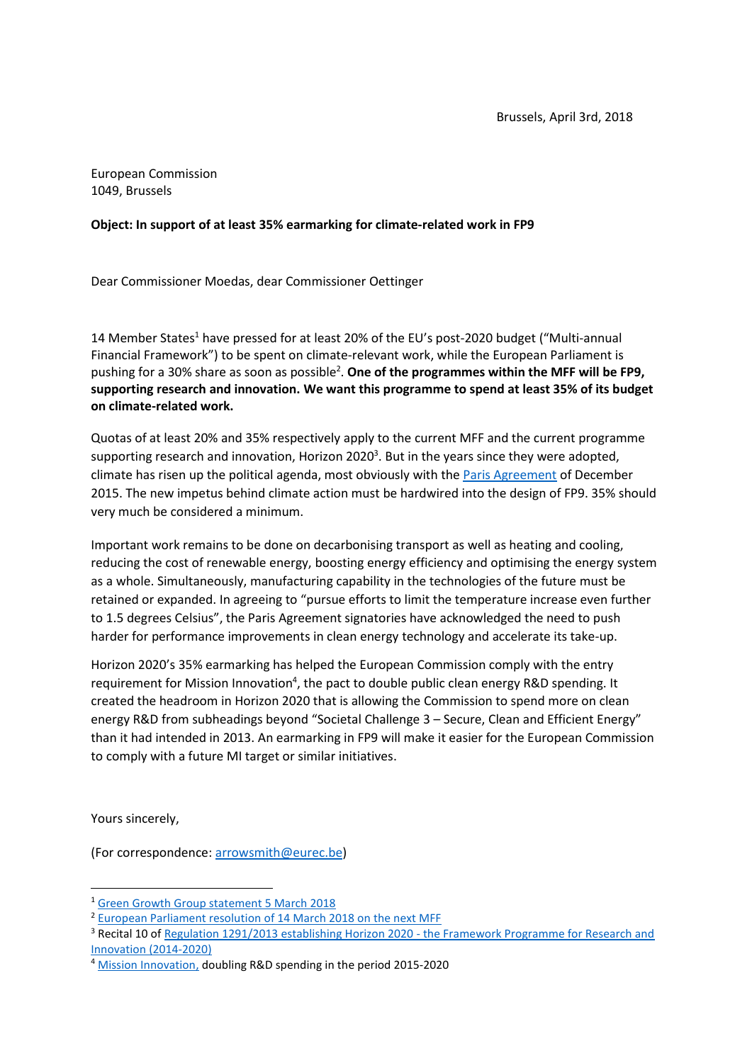Brussels, April 3rd, 2018

European Commission
1049, Brussels

**Object: In support of at least 35% earmarking for climate-related work in FP9**

Dear Commissioner Moedas, dear Commissioner Oettinger

14 Member States[1] have pressed for at least 20% of the EU's post-2020 budget ("Multi-annual Financial Framework") to be spent on climate-relevant work, while the European Parliament is pushing for a 30% share as soon as possible[2]. **One of the programmes within the MFF will be FP9, supporting research and innovation. We want this programme to spend at least 35% of its budget on climate-related work.**

Quotas of at least 20% and 35% respectively apply to the current MFF and the current programme supporting research and innovation, Horizon 2020[3]. But in the years since they were adopted, climate has risen up the political agenda, most obviously with the Paris Agreement of December 2015. The new impetus behind climate action must be hardwired into the design of FP9. 35% should very much be considered a minimum.

Important work remains to be done on decarbonising transport as well as heating and cooling, reducing the cost of renewable energy, boosting energy efficiency and optimising the energy system as a whole. Simultaneously, manufacturing capability in the technologies of the future must be retained or expanded. In agreeing to "pursue efforts to limit the temperature increase even further to 1.5 degrees Celsius", the Paris Agreement signatories have acknowledged the need to push harder for performance improvements in clean energy technology and accelerate its take-up.

Horizon 2020's 35% earmarking has helped the European Commission comply with the entry requirement for Mission Innovation[4], the pact to double public clean energy R&D spending. It created the headroom in Horizon 2020 that is allowing the Commission to spend more on clean energy R&D from subheadings beyond "Societal Challenge 3 – Secure, Clean and Efficient Energy" than it had intended in 2013. An earmarking in FP9 will make it easier for the European Commission to comply with a future MI target or similar initiatives.

Yours sincerely,

(For correspondence: arrowsmith@eurec.be)

---

[1] Green Growth Group statement 5 March 2018

[2] European Parliament resolution of 14 March 2018 on the next MFF

[3] Recital 10 of Regulation 1291/2013 establishing Horizon 2020 - the Framework Programme for Research and Innovation (2014-2020)

[4] Mission Innovation, doubling R&D spending in the period 2015-2020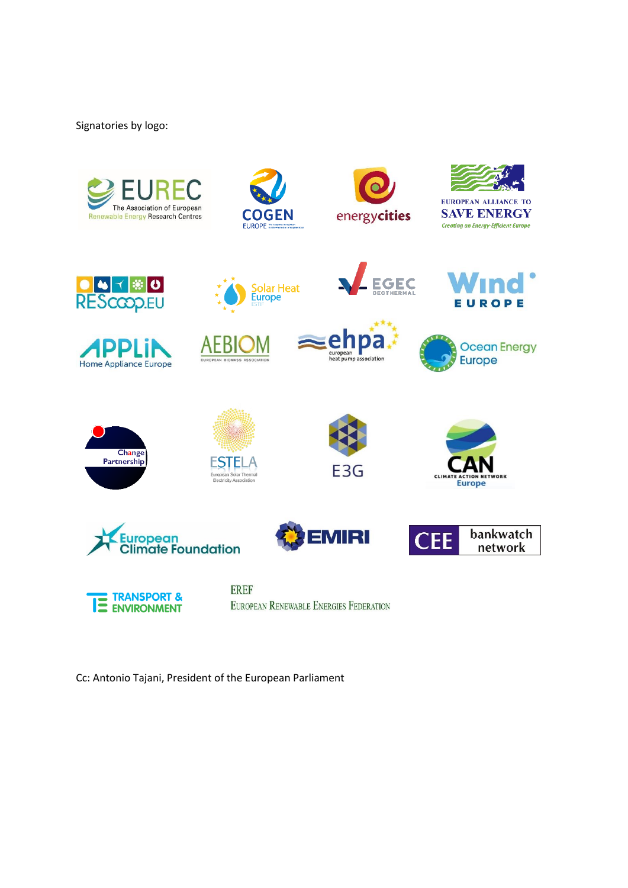Signatories by logo:

EUREC The Association of European Renewable Energy Research Centres

COGEN EUROPE

energycities

EUROPEAN ALLIANCE TO SAVE ENERGY Creating an Energy-Efficient Europe

REScoop.EU

Solar Heat Europe ESTIF

EGEC GEOTHERMAL

Wind EUROPE

APPLiA Home Appliance Europe

AEBIOM EUROPEAN BIOMASS ASSOCIATION

ehpa european heat pump association

Ocean Energy Europe

Change Partnership

ESTELA European Solar Thermal Electricity Association

E3G

CAN CLIMATE ACTION NETWORK Europe

European Climate Foundation

EMIRI

CEE bankwatch network

TRANSPORT & ENVIRONMENT

EREF EUROPEAN RENEWABLE ENERGIES FEDERATION

Cc: Antonio Tajani, President of the European Parliament